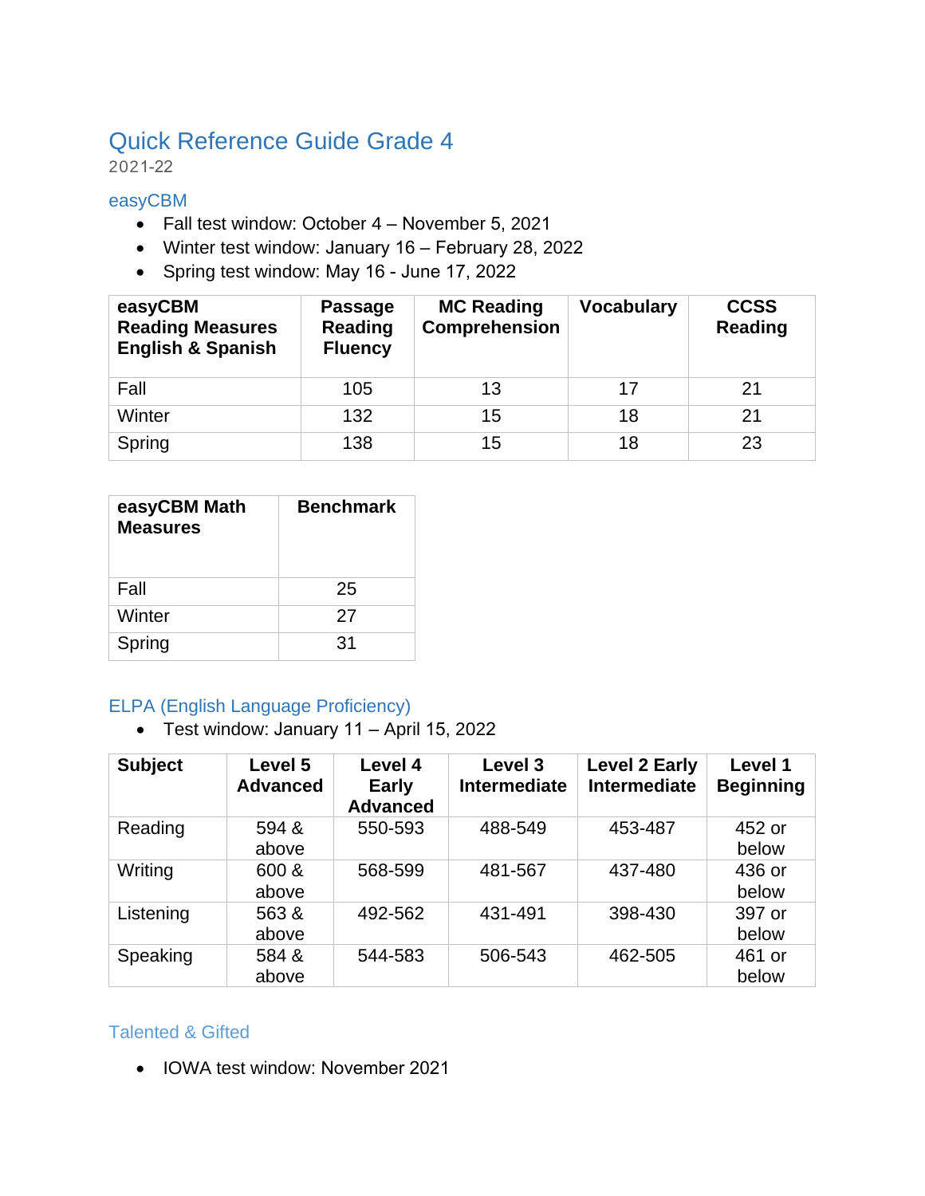# Quick Reference Guide Grade 4

2021-22

## easyCBM

- Fall test window: October 4 – November 5, 2021
- Winter test window: January 16 – February 28, 2022
- Spring test window: May 16 - June 17, 2022

| easyCBM Reading Measures English & Spanish | Passage Reading Fluency | MC Reading Comprehension | Vocabulary | CCSS Reading |
|---|---|---|---|---|
| Fall | 105 | 13 | 17 | 21 |
| Winter | 132 | 15 | 18 | 21 |
| Spring | 138 | 15 | 18 | 23 |

| easyCBM Math Measures | Benchmark |
|---|---|
| Fall | 25 |
| Winter | 27 |
| Spring | 31 |

## ELPA (English Language Proficiency)

- Test window: January 11 – April 15, 2022

| Subject | Level 5 Advanced | Level 4 Early Advanced | Level 3 Intermediate | Level 2 Early Intermediate | Level 1 Beginning |
|---|---|---|---|---|---|
| Reading | 594 & above | 550-593 | 488-549 | 453-487 | 452 or below |
| Writing | 600 & above | 568-599 | 481-567 | 437-480 | 436 or below |
| Listening | 563 & above | 492-562 | 431-491 | 398-430 | 397 or below |
| Speaking | 584 & above | 544-583 | 506-543 | 462-505 | 461 or below |

## Talented & Gifted

- IOWA test window: November 2021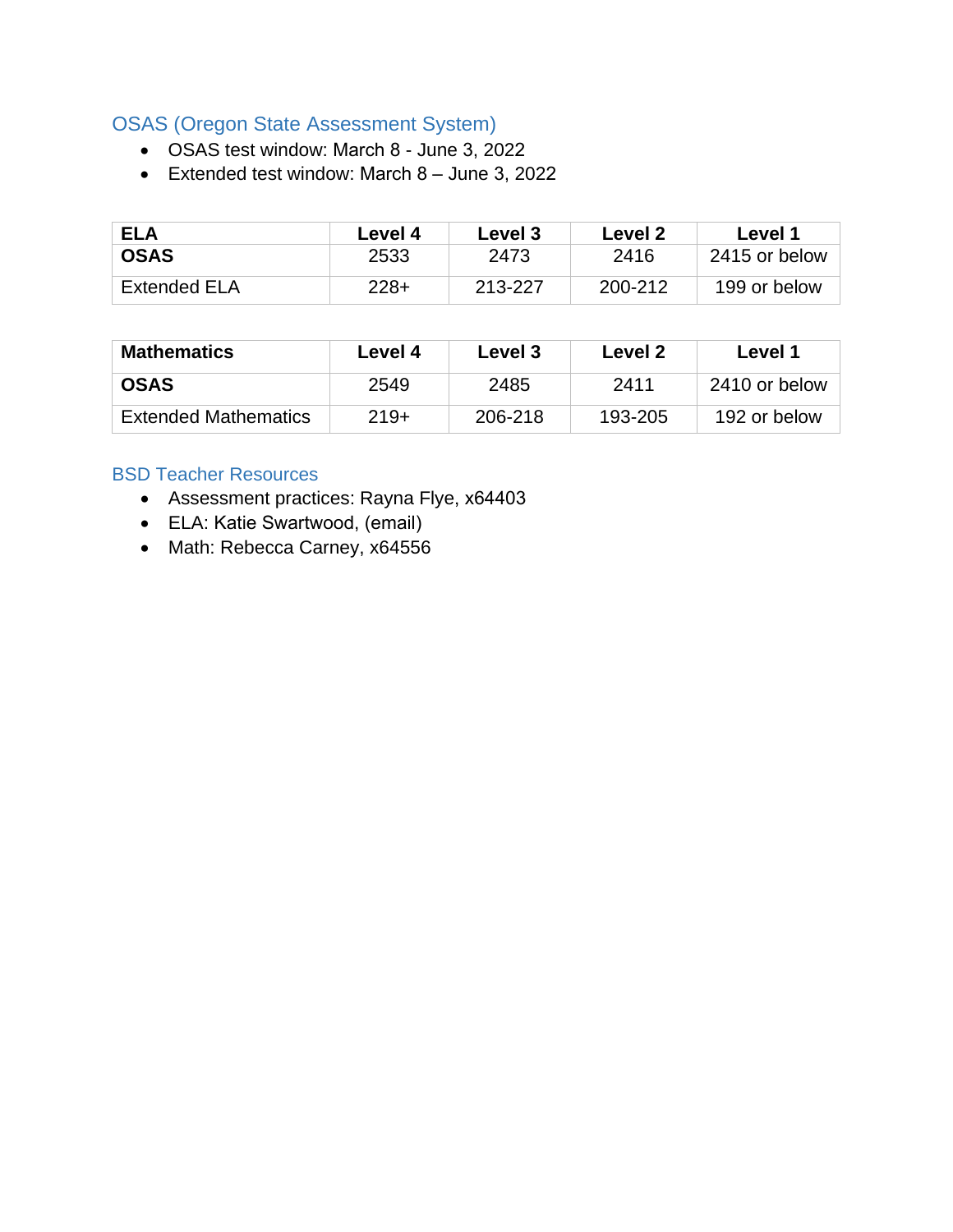## OSAS (Oregon State Assessment System)

- OSAS test window: March 8 - June 3, 2022
- Extended test window: March 8 – June 3, 2022

| ELA | Level 4 | Level 3 | Level 2 | Level 1 |
|---|---|---|---|---|
| **OSAS** | 2533 | 2473 | 2416 | 2415 or below |
| Extended ELA | 228+ | 213-227 | 200-212 | 199 or below |

| Mathematics | Level 4 | Level 3 | Level 2 | Level 1 |
|---|---|---|---|---|
| **OSAS** | 2549 | 2485 | 2411 | 2410 or below |
| Extended Mathematics | 219+ | 206-218 | 193-205 | 192 or below |

## BSD Teacher Resources

- Assessment practices: Rayna Flye, x64403
- ELA: Katie Swartwood, (email)
- Math: Rebecca Carney, x64556